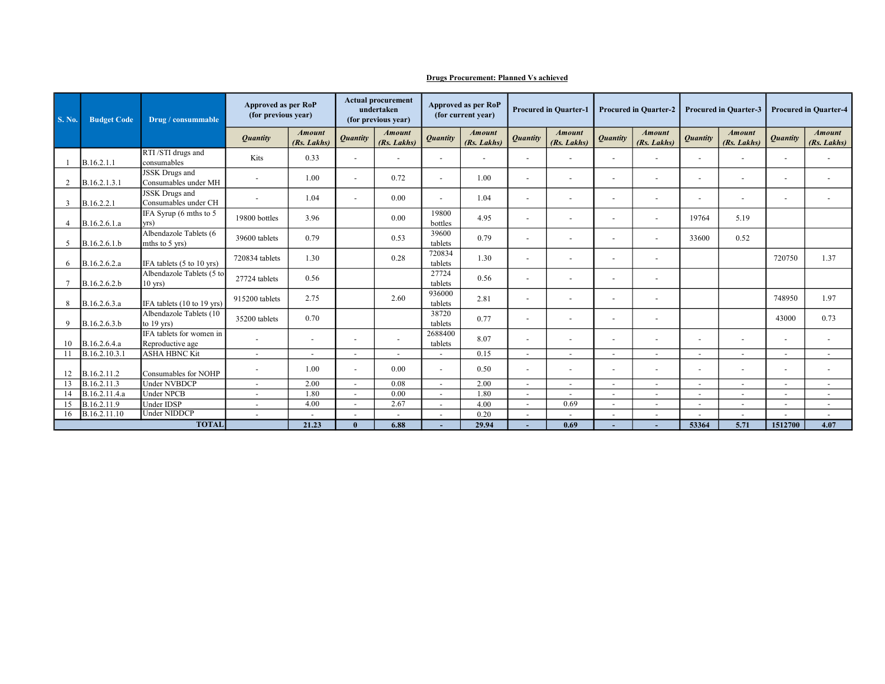**Drugs Procurement: Planned Vs achieved**

| S. No. | Budget Code | Drug / consummable | Approved as per RoP (for previous year) | | Actual procurement undertaken (for previous year) | | Approved as per RoP (for current year) | | Procured in Quarter-1 | | Procured in Quarter-2 | | Procured in Quarter-3 | | Procured in Quarter-4 | |
|---|---|---|---|---|---|---|---|---|---|---|---|---|---|---|---|---|
| | | | *Quantity* | *Amount (Rs. Lakhs)* | *Quantity* | *Amount (Rs. Lakhs)* | *Quantity* | *Amount (Rs. Lakhs)* | *Quantity* | *Amount (Rs. Lakhs)* | *Quantity* | *Amount (Rs. Lakhs)* | *Quantity* | *Amount (Rs. Lakhs)* | *Quantity* | *Amount (Rs. Lakhs)* |
| 1 | B.16.2.1.1 | RTI /STI drugs and consumables | Kits | 0.33 | - | - | - | - | - | - | - | - | - | - | - | - |
| 2 | B.16.2.1.3.1 | JSSK Drugs and Consumables under MH | - | 1.00 | - | 0.72 | - | 1.00 | - | - | - | - | - | - | - | - |
| 3 | B.16.2.2.1 | JSSK Drugs and Consumables under CH | - | 1.04 | - | 0.00 | - | 1.04 | - | - | - | - | - | - | - | - |
| 4 | B.16.2.6.1.a | IFA Syrup (6 mths to 5 yrs) | 19800 bottles | 3.96 | | 0.00 | 19800 bottles | 4.95 | - | - | - | - | 19764 | 5.19 | | |
| 5 | B.16.2.6.1.b | Albendazole Tablets (6 mths to 5 yrs) | 39600 tablets | 0.79 | | 0.53 | 39600 tablets | 0.79 | - | - | - | - | 33600 | 0.52 | | |
| 6 | B.16.2.6.2.a | IFA tablets (5 to 10 yrs) | 720834 tablets | 1.30 | | 0.28 | 720834 tablets | 1.30 | - | - | - | - | | | 720750 | 1.37 |
| 7 | B.16.2.6.2.b | Albendazole Tablets (5 to 10 yrs) | 27724 tablets | 0.56 | | | 27724 tablets | 0.56 | - | - | - | - | | | | |
| 8 | B.16.2.6.3.a | IFA tablets (10 to 19 yrs) | 915200 tablets | 2.75 | | 2.60 | 936000 tablets | 2.81 | - | - | - | - | | | 748950 | 1.97 |
| 9 | B.16.2.6.3.b | Albendazole Tablets (10 to 19 yrs) | 35200 tablets | 0.70 | | | 38720 tablets | 0.77 | - | - | - | - | | | 43000 | 0.73 |
| 10 | B.16.2.6.4.a | IFA tablets for women in Reproductive age | - | - | - | - | 2688400 tablets | 8.07 | - | - | - | - | - | - | - | - |
| 11 | B.16.2.10.3.1 | ASHA HBNC Kit | - | - | - | - | - | 0.15 | - | - | - | - | - | - | - | - |
| 12 | B.16.2.11.2 | Consumables for NOHP | - | 1.00 | - | 0.00 | - | 0.50 | - | - | - | - | - | - | - | - |
| 13 | B.16.2.11.3 | Under NVBDCP | - | 2.00 | - | 0.08 | - | 2.00 | - | - | - | - | - | - | - | - |
| 14 | B.16.2.11.4.a | Under NPCB | - | 1.80 | - | 0.00 | - | 1.80 | - | - | - | - | - | - | - | - |
| 15 | B.16.2.11.9 | Under IDSP | - | 4.00 | - | 2.67 | - | 4.00 | - | 0.69 | - | - | - | - | - | - |
| 16 | B.16.2.11.10 | Under NIDDCP | - | - | - | - | - | 0.20 | - | - | - | - | - | - | - | - |
| | | **TOTAL** | | **21.23** | **0** | **6.88** | **-** | **29.94** | **-** | **0.69** | **-** | **-** | **53364** | **5.71** | **1512700** | **4.07** |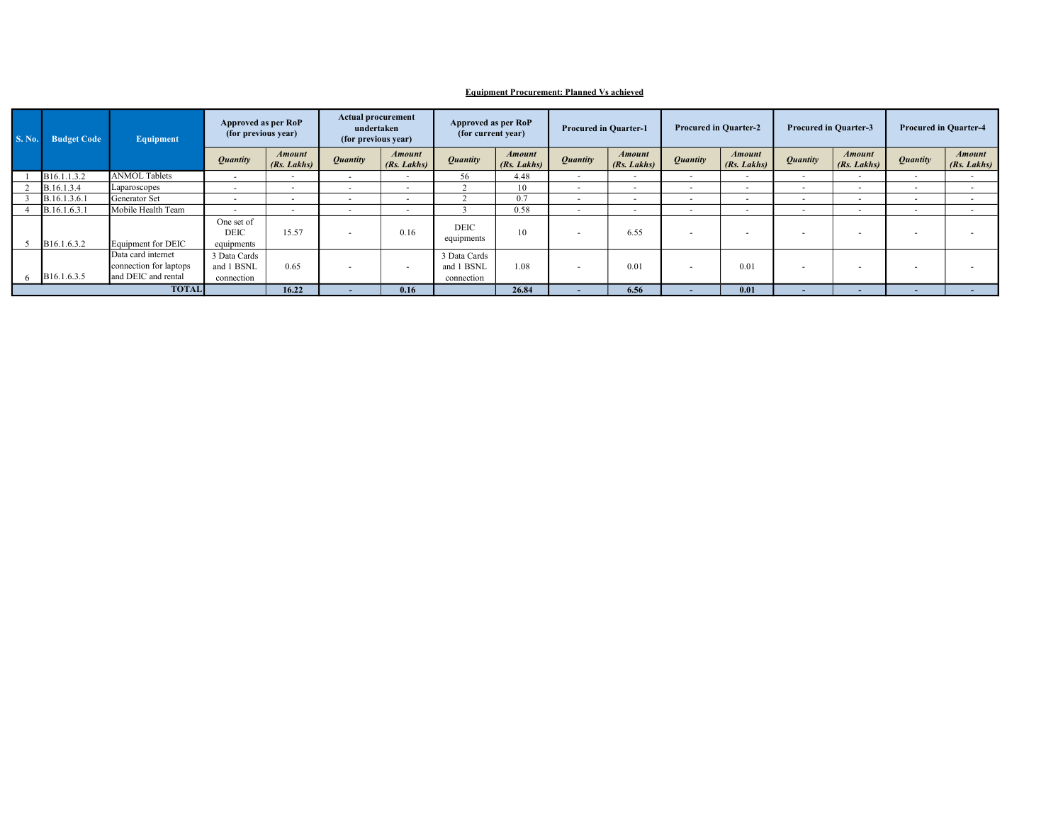**Equipment Procurement: Planned Vs achieved**

| S. No. | Budget Code | Equipment | Approved as per RoP (for previous year) | | Actual procurement undertaken (for previous year) | | Approved as per RoP (for current year) | | Procured in Quarter-1 | | Procured in Quarter-2 | | Procured in Quarter-3 | | Procured in Quarter-4 | |
|---|---|---|---|---|---|---|---|---|---|---|---|---|---|---|---|---|
| | | | *Quantity* | *Amount (Rs. Lakhs)* | *Quantity* | *Amount (Rs. Lakhs)* | *Quantity* | *Amount (Rs. Lakhs)* | *Quantity* | *Amount (Rs. Lakhs)* | *Quantity* | *Amount (Rs. Lakhs)* | *Quantity* | *Amount (Rs. Lakhs)* | *Quantity* | *Amount (Rs. Lakhs)* |
| 1 | B16.1.1.3.2 | ANMOL Tablets | - | - | - | - | 56 | 4.48 | - | - | - | - | - | - | - | - |
| 2 | B.16.1.3.4 | Laparoscopes | - | - | - | - | 2 | 10 | - | - | - | - | - | - | - | - |
| 3 | B.16.1.3.6.1 | Generator Set | - | - | - | - | 2 | 0.7 | - | - | - | - | - | - | - | - |
| 4 | B.16.1.6.3.1 | Mobile Health Team | - | - | - | - | 3 | 0.58 | - | - | - | - | - | - | - | - |
| 5 | B16.1.6.3.2 | Equipment for DEIC | One set of DEIC equipments | 15.57 | - | 0.16 | DEIC equipments | 10 | - | 6.55 | - | - | - | - | - | - |
| 6 | B16.1.6.3.5 | Data card internet connection for laptops and DEIC and rental | 3 Data Cards and 1 BSNL connection | 0.65 | - | - | 3 Data Cards and 1 BSNL connection | 1.08 | - | 0.01 | - | 0.01 | - | - | - | - |
| | | **TOTAL** | | **16.22** | **-** | **0.16** | | **26.84** | **-** | **6.56** | **-** | **0.01** | **-** | **-** | **-** | **-** |